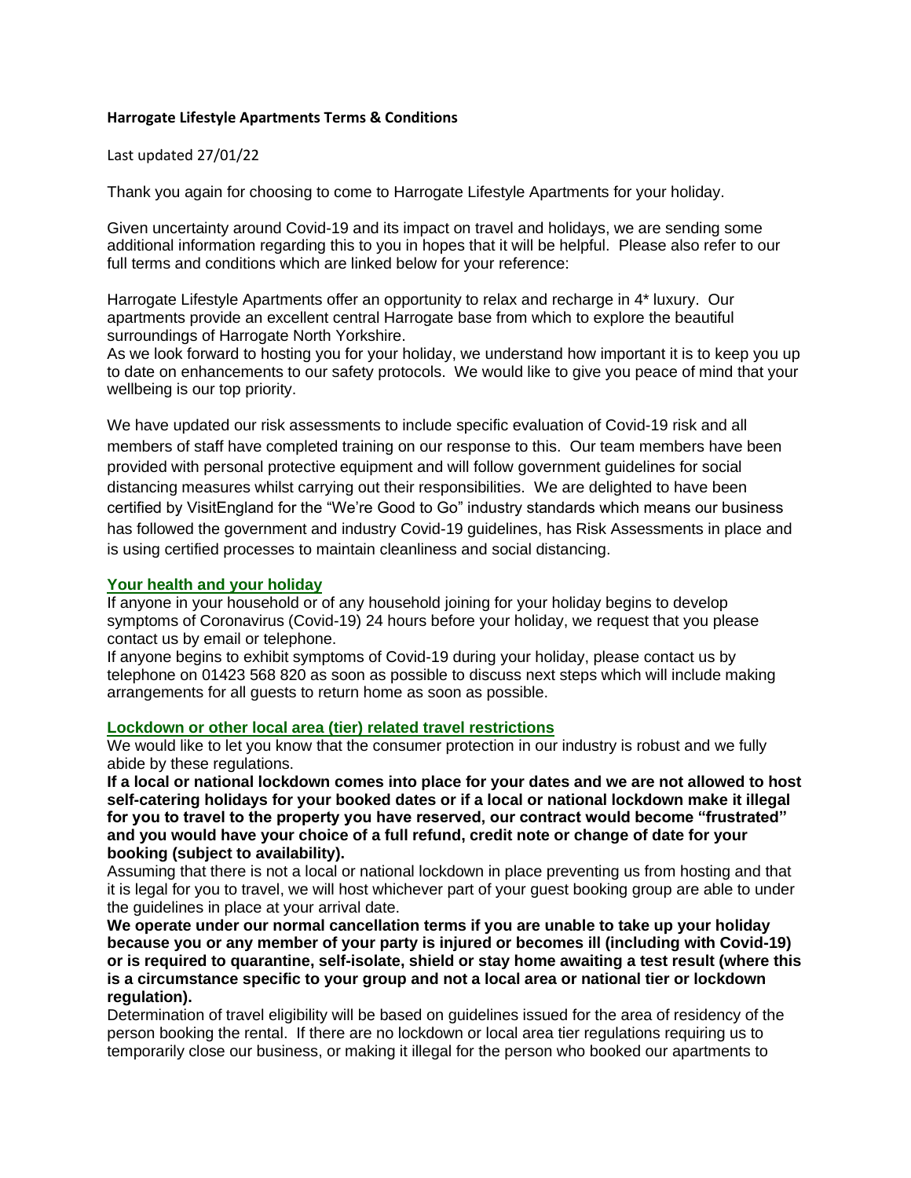**Harrogate Lifestyle Apartments Terms & Conditions**

Last updated 27/01/22

Thank you again for choosing to come to Harrogate Lifestyle Apartments for your holiday.

Given uncertainty around Covid-19 and its impact on travel and holidays, we are sending some additional information regarding this to you in hopes that it will be helpful. Please also refer to our full terms and conditions which are linked below for your reference:

Harrogate Lifestyle Apartments offer an opportunity to relax and recharge in 4* luxury. Our apartments provide an excellent central Harrogate base from which to explore the beautiful surroundings of Harrogate North Yorkshire.
As we look forward to hosting you for your holiday, we understand how important it is to keep you up to date on enhancements to our safety protocols. We would like to give you peace of mind that your wellbeing is our top priority.

We have updated our risk assessments to include specific evaluation of Covid-19 risk and all members of staff have completed training on our response to this. Our team members have been provided with personal protective equipment and will follow government guidelines for social distancing measures whilst carrying out their responsibilities. We are delighted to have been certified by VisitEngland for the "We're Good to Go" industry standards which means our business has followed the government and industry Covid-19 guidelines, has Risk Assessments in place and is using certified processes to maintain cleanliness and social distancing.

## Your health and your holiday

If anyone in your household or of any household joining for your holiday begins to develop symptoms of Coronavirus (Covid-19) 24 hours before your holiday, we request that you please contact us by email or telephone.
If anyone begins to exhibit symptoms of Covid-19 during your holiday, please contact us by telephone on 01423 568 820 as soon as possible to discuss next steps which will include making arrangements for all guests to return home as soon as possible.

## Lockdown or other local area (tier) related travel restrictions

We would like to let you know that the consumer protection in our industry is robust and we fully abide by these regulations.

**If a local or national lockdown comes into place for your dates and we are not allowed to host self-catering holidays for your booked dates or if a local or national lockdown make it illegal for you to travel to the property you have reserved, our contract would become "frustrated" and you would have your choice of a full refund, credit note or change of date for your booking (subject to availability).**

Assuming that there is not a local or national lockdown in place preventing us from hosting and that it is legal for you to travel, we will host whichever part of your guest booking group are able to under the guidelines in place at your arrival date.

**We operate under our normal cancellation terms if you are unable to take up your holiday because you or any member of your party is injured or becomes ill (including with Covid-19) or is required to quarantine, self-isolate, shield or stay home awaiting a test result (where this is a circumstance specific to your group and not a local area or national tier or lockdown regulation).**

Determination of travel eligibility will be based on guidelines issued for the area of residency of the person booking the rental. If there are no lockdown or local area tier regulations requiring us to temporarily close our business, or making it illegal for the person who booked our apartments to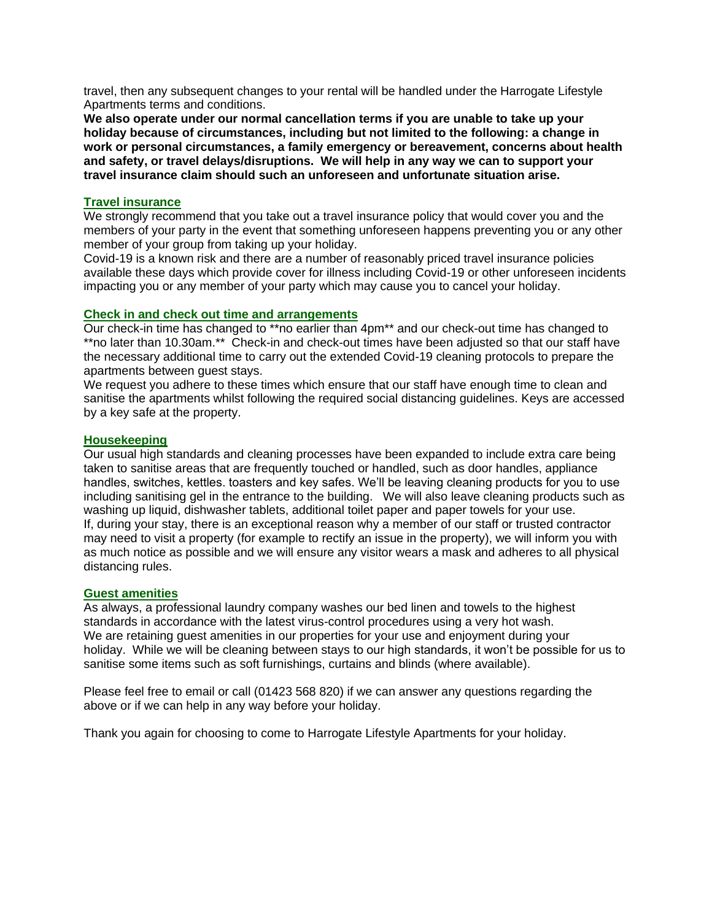travel, then any subsequent changes to your rental will be handled under the Harrogate Lifestyle Apartments terms and conditions.

**We also operate under our normal cancellation terms if you are unable to take up your holiday because of circumstances, including but not limited to the following: a change in work or personal circumstances, a family emergency or bereavement, concerns about health and safety, or travel delays/disruptions. We will help in any way we can to support your travel insurance claim should such an unforeseen and unfortunate situation arise.**

## Travel insurance

We strongly recommend that you take out a travel insurance policy that would cover you and the members of your party in the event that something unforeseen happens preventing you or any other member of your group from taking up your holiday.

Covid-19 is a known risk and there are a number of reasonably priced travel insurance policies available these days which provide cover for illness including Covid-19 or other unforeseen incidents impacting you or any member of your party which may cause you to cancel your holiday.

## Check in and check out time and arrangements

Our check-in time has changed to **no earlier than 4pm** and our check-out time has changed to **no later than 10.30am.** Check-in and check-out times have been adjusted so that our staff have the necessary additional time to carry out the extended Covid-19 cleaning protocols to prepare the apartments between guest stays.

We request you adhere to these times which ensure that our staff have enough time to clean and sanitise the apartments whilst following the required social distancing guidelines. Keys are accessed by a key safe at the property.

## Housekeeping

Our usual high standards and cleaning processes have been expanded to include extra care being taken to sanitise areas that are frequently touched or handled, such as door handles, appliance handles, switches, kettles. toasters and key safes. We'll be leaving cleaning products for you to use including sanitising gel in the entrance to the building. We will also leave cleaning products such as washing up liquid, dishwasher tablets, additional toilet paper and paper towels for your use.

If, during your stay, there is an exceptional reason why a member of our staff or trusted contractor may need to visit a property (for example to rectify an issue in the property), we will inform you with as much notice as possible and we will ensure any visitor wears a mask and adheres to all physical distancing rules.

## Guest amenities

As always, a professional laundry company washes our bed linen and towels to the highest standards in accordance with the latest virus-control procedures using a very hot wash.

We are retaining guest amenities in our properties for your use and enjoyment during your holiday. While we will be cleaning between stays to our high standards, it won't be possible for us to sanitise some items such as soft furnishings, curtains and blinds (where available).

Please feel free to email or call (01423 568 820) if we can answer any questions regarding the above or if we can help in any way before your holiday.

Thank you again for choosing to come to Harrogate Lifestyle Apartments for your holiday.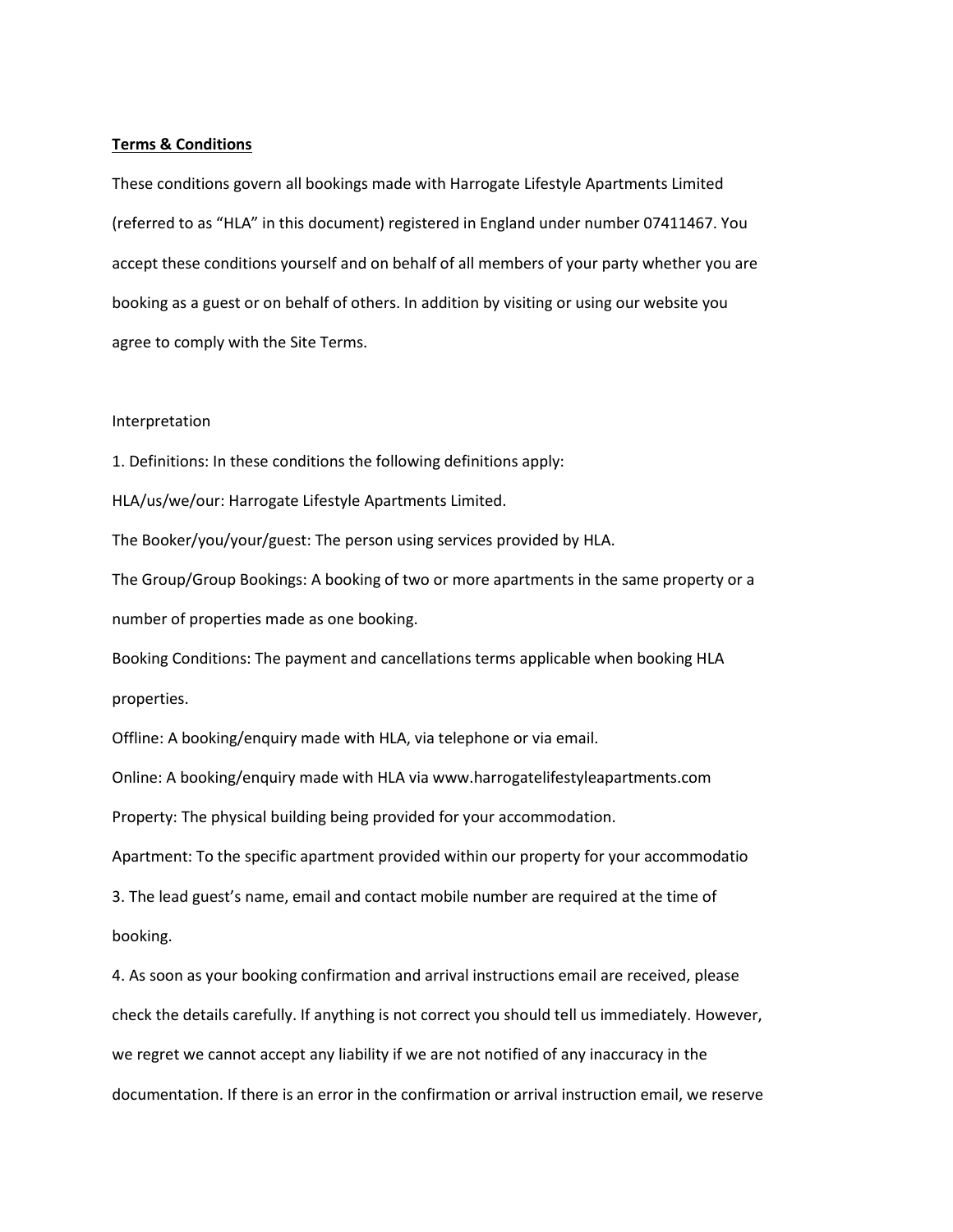**Terms & Conditions**

These conditions govern all bookings made with Harrogate Lifestyle Apartments Limited (referred to as "HLA" in this document) registered in England under number 07411467. You accept these conditions yourself and on behalf of all members of your party whether you are booking as a guest or on behalf of others. In addition by visiting or using our website you agree to comply with the Site Terms.

Interpretation

1. Definitions: In these conditions the following definitions apply:

HLA/us/we/our: Harrogate Lifestyle Apartments Limited.

The Booker/you/your/guest: The person using services provided by HLA.

The Group/Group Bookings: A booking of two or more apartments in the same property or a number of properties made as one booking.

Booking Conditions: The payment and cancellations terms applicable when booking HLA properties.

Offline: A booking/enquiry made with HLA, via telephone or via email.

Online: A booking/enquiry made with HLA via www.harrogatelifestyleapartments.com

Property: The physical building being provided for your accommodation.

Apartment: To the specific apartment provided within our property for your accommodatio

3. The lead guest's name, email and contact mobile number are required at the time of booking.

4. As soon as your booking confirmation and arrival instructions email are received, please check the details carefully. If anything is not correct you should tell us immediately. However, we regret we cannot accept any liability if we are not notified of any inaccuracy in the documentation. If there is an error in the confirmation or arrival instruction email, we reserve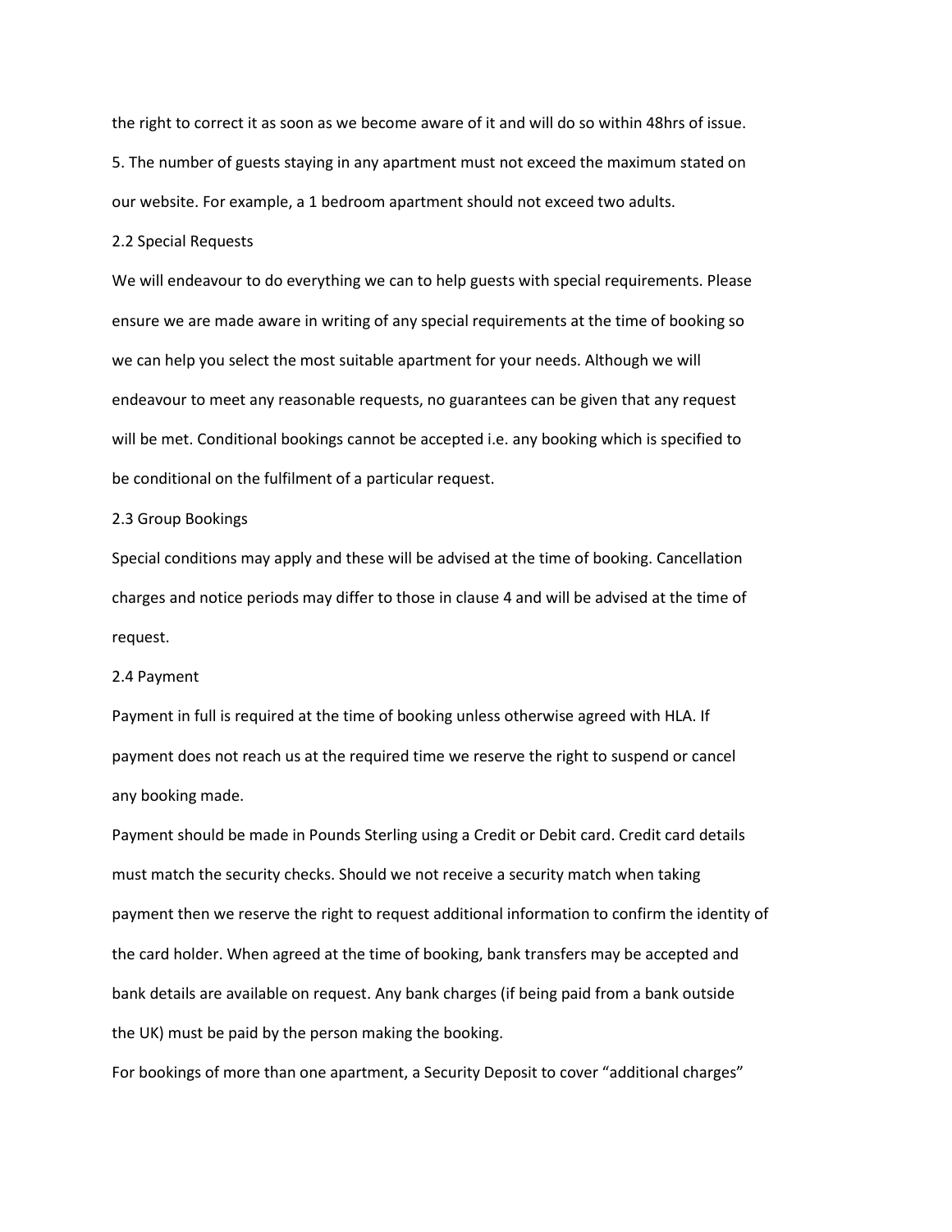the right to correct it as soon as we become aware of it and will do so within 48hrs of issue.

5. The number of guests staying in any apartment must not exceed the maximum stated on our website. For example, a 1 bedroom apartment should not exceed two adults.

### 2.2 Special Requests

We will endeavour to do everything we can to help guests with special requirements. Please ensure we are made aware in writing of any special requirements at the time of booking so we can help you select the most suitable apartment for your needs. Although we will endeavour to meet any reasonable requests, no guarantees can be given that any request will be met. Conditional bookings cannot be accepted i.e. any booking which is specified to be conditional on the fulfilment of a particular request.

### 2.3 Group Bookings

Special conditions may apply and these will be advised at the time of booking. Cancellation charges and notice periods may differ to those in clause 4 and will be advised at the time of request.

### 2.4 Payment

Payment in full is required at the time of booking unless otherwise agreed with HLA. If payment does not reach us at the required time we reserve the right to suspend or cancel any booking made.

Payment should be made in Pounds Sterling using a Credit or Debit card. Credit card details must match the security checks. Should we not receive a security match when taking payment then we reserve the right to request additional information to confirm the identity of the card holder. When agreed at the time of booking, bank transfers may be accepted and bank details are available on request. Any bank charges (if being paid from a bank outside the UK) must be paid by the person making the booking.

For bookings of more than one apartment, a Security Deposit to cover “additional charges”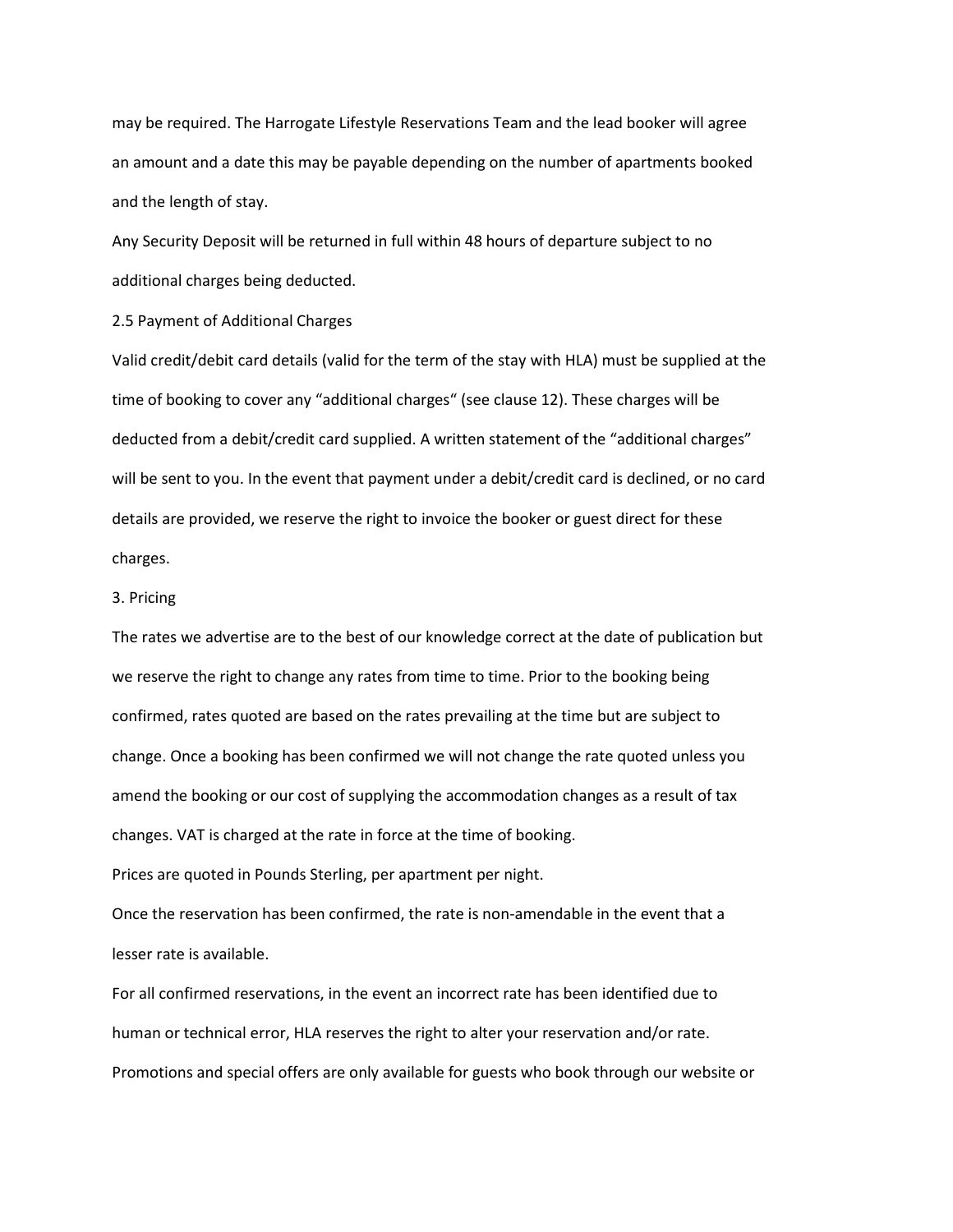may be required. The Harrogate Lifestyle Reservations Team and the lead booker will agree an amount and a date this may be payable depending on the number of apartments booked and the length of stay.

Any Security Deposit will be returned in full within 48 hours of departure subject to no additional charges being deducted.

## 2.5 Payment of Additional Charges

Valid credit/debit card details (valid for the term of the stay with HLA) must be supplied at the time of booking to cover any "additional charges" (see clause 12). These charges will be deducted from a debit/credit card supplied. A written statement of the "additional charges" will be sent to you. In the event that payment under a debit/credit card is declined, or no card details are provided, we reserve the right to invoice the booker or guest direct for these charges.

## 3. Pricing

The rates we advertise are to the best of our knowledge correct at the date of publication but we reserve the right to change any rates from time to time. Prior to the booking being confirmed, rates quoted are based on the rates prevailing at the time but are subject to change. Once a booking has been confirmed we will not change the rate quoted unless you amend the booking or our cost of supplying the accommodation changes as a result of tax changes. VAT is charged at the rate in force at the time of booking.

Prices are quoted in Pounds Sterling, per apartment per night.

Once the reservation has been confirmed, the rate is non-amendable in the event that a lesser rate is available.

For all confirmed reservations, in the event an incorrect rate has been identified due to human or technical error, HLA reserves the right to alter your reservation and/or rate.

Promotions and special offers are only available for guests who book through our website or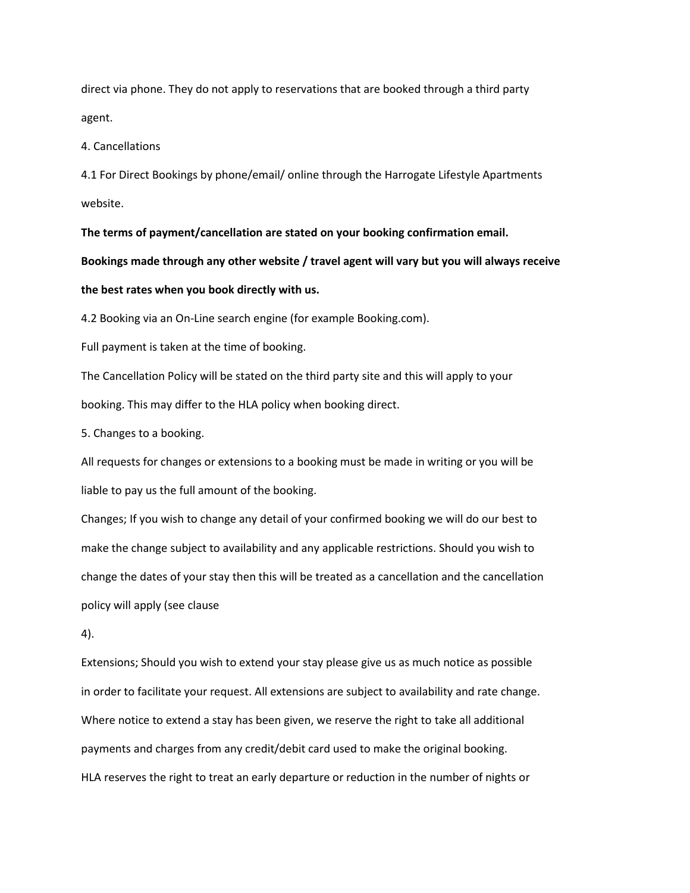direct via phone. They do not apply to reservations that are booked through a third party agent.

4. Cancellations

4.1 For Direct Bookings by phone/email/ online through the Harrogate Lifestyle Apartments website.

**The terms of payment/cancellation are stated on your booking confirmation email.**

**Bookings made through any other website / travel agent will vary but you will always receive the best rates when you book directly with us.**

4.2 Booking via an On-Line search engine (for example Booking.com).

Full payment is taken at the time of booking.

The Cancellation Policy will be stated on the third party site and this will apply to your booking. This may differ to the HLA policy when booking direct.

5. Changes to a booking.

All requests for changes or extensions to a booking must be made in writing or you will be liable to pay us the full amount of the booking.

Changes; If you wish to change any detail of your confirmed booking we will do our best to make the change subject to availability and any applicable restrictions. Should you wish to change the dates of your stay then this will be treated as a cancellation and the cancellation policy will apply (see clause 4).

Extensions; Should you wish to extend your stay please give us as much notice as possible in order to facilitate your request. All extensions are subject to availability and rate change. Where notice to extend a stay has been given, we reserve the right to take all additional payments and charges from any credit/debit card used to make the original booking.

HLA reserves the right to treat an early departure or reduction in the number of nights or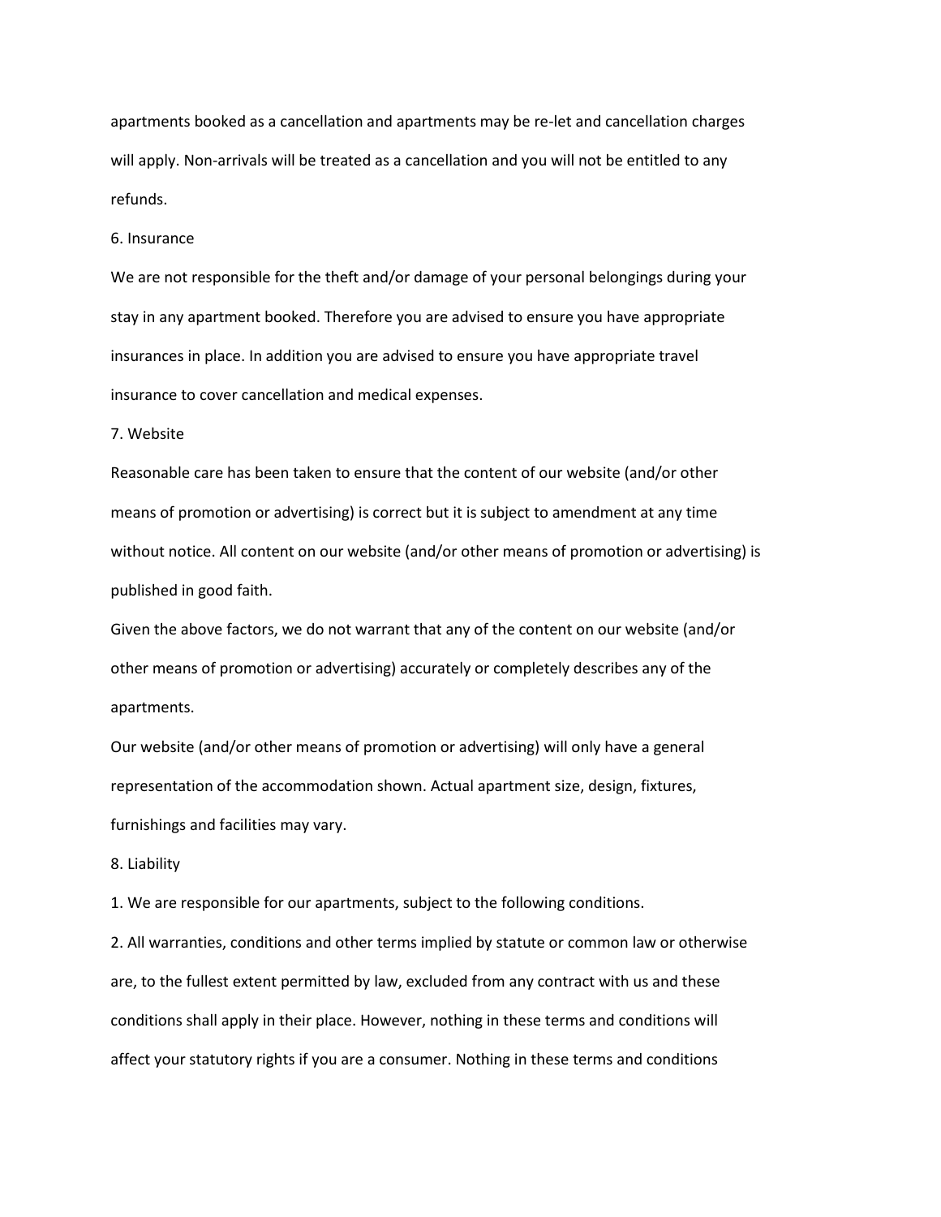apartments booked as a cancellation and apartments may be re-let and cancellation charges will apply. Non-arrivals will be treated as a cancellation and you will not be entitled to any refunds.

## 6. Insurance

We are not responsible for the theft and/or damage of your personal belongings during your stay in any apartment booked. Therefore you are advised to ensure you have appropriate insurances in place. In addition you are advised to ensure you have appropriate travel insurance to cover cancellation and medical expenses.

## 7. Website

Reasonable care has been taken to ensure that the content of our website (and/or other means of promotion or advertising) is correct but it is subject to amendment at any time without notice. All content on our website (and/or other means of promotion or advertising) is published in good faith.

Given the above factors, we do not warrant that any of the content on our website (and/or other means of promotion or advertising) accurately or completely describes any of the apartments.

Our website (and/or other means of promotion or advertising) will only have a general representation of the accommodation shown. Actual apartment size, design, fixtures, furnishings and facilities may vary.

## 8. Liability

1. We are responsible for our apartments, subject to the following conditions.
2. All warranties, conditions and other terms implied by statute or common law or otherwise are, to the fullest extent permitted by law, excluded from any contract with us and these conditions shall apply in their place. However, nothing in these terms and conditions will affect your statutory rights if you are a consumer. Nothing in these terms and conditions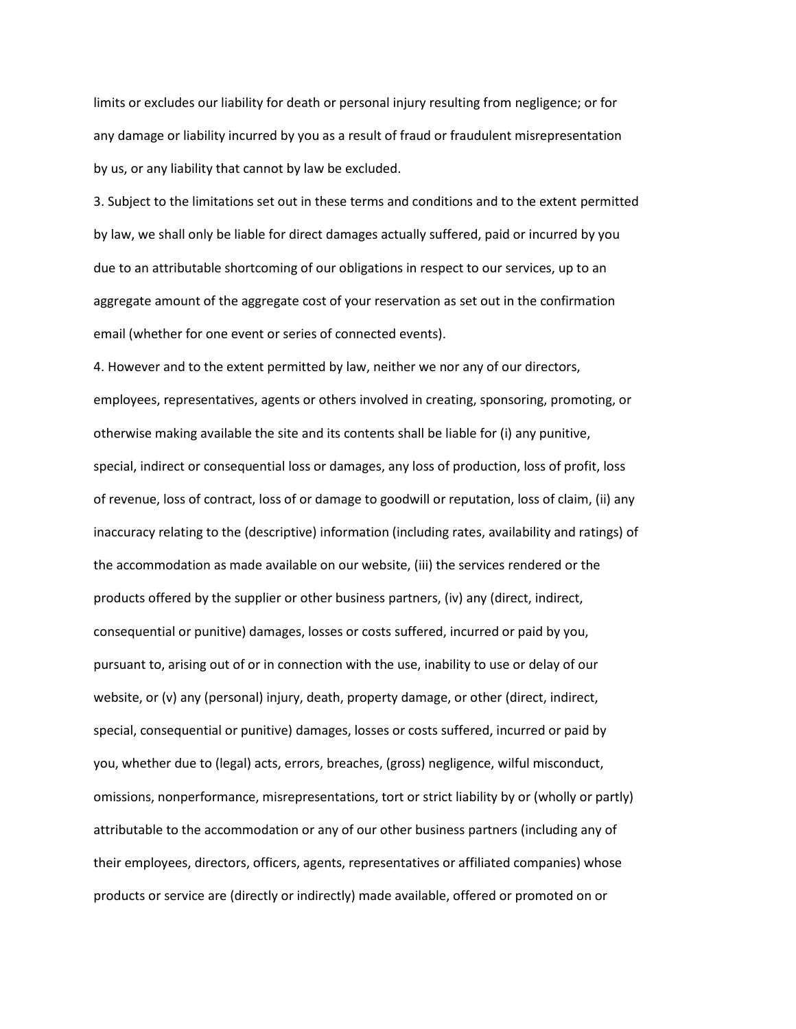limits or excludes our liability for death or personal injury resulting from negligence; or for any damage or liability incurred by you as a result of fraud or fraudulent misrepresentation by us, or any liability that cannot by law be excluded.

3. Subject to the limitations set out in these terms and conditions and to the extent permitted by law, we shall only be liable for direct damages actually suffered, paid or incurred by you due to an attributable shortcoming of our obligations in respect to our services, up to an aggregate amount of the aggregate cost of your reservation as set out in the confirmation email (whether for one event or series of connected events).

4. However and to the extent permitted by law, neither we nor any of our directors, employees, representatives, agents or others involved in creating, sponsoring, promoting, or otherwise making available the site and its contents shall be liable for (i) any punitive, special, indirect or consequential loss or damages, any loss of production, loss of profit, loss of revenue, loss of contract, loss of or damage to goodwill or reputation, loss of claim, (ii) any inaccuracy relating to the (descriptive) information (including rates, availability and ratings) of the accommodation as made available on our website, (iii) the services rendered or the products offered by the supplier or other business partners, (iv) any (direct, indirect, consequential or punitive) damages, losses or costs suffered, incurred or paid by you, pursuant to, arising out of or in connection with the use, inability to use or delay of our website, or (v) any (personal) injury, death, property damage, or other (direct, indirect, special, consequential or punitive) damages, losses or costs suffered, incurred or paid by you, whether due to (legal) acts, errors, breaches, (gross) negligence, wilful misconduct, omissions, nonperformance, misrepresentations, tort or strict liability by or (wholly or partly) attributable to the accommodation or any of our other business partners (including any of their employees, directors, officers, agents, representatives or affiliated companies) whose products or service are (directly or indirectly) made available, offered or promoted on or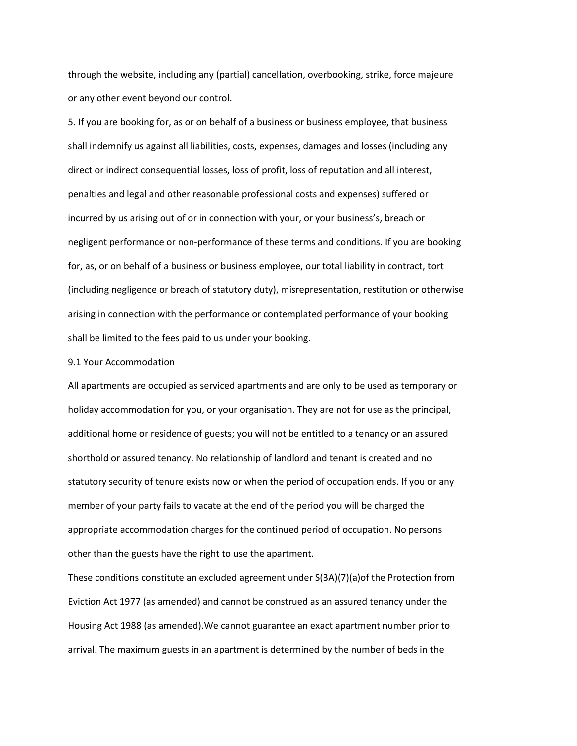through the website, including any (partial) cancellation, overbooking, strike, force majeure or any other event beyond our control.

5. If you are booking for, as or on behalf of a business or business employee, that business shall indemnify us against all liabilities, costs, expenses, damages and losses (including any direct or indirect consequential losses, loss of profit, loss of reputation and all interest, penalties and legal and other reasonable professional costs and expenses) suffered or incurred by us arising out of or in connection with your, or your business's, breach or negligent performance or non-performance of these terms and conditions. If you are booking for, as, or on behalf of a business or business employee, our total liability in contract, tort (including negligence or breach of statutory duty), misrepresentation, restitution or otherwise arising in connection with the performance or contemplated performance of your booking shall be limited to the fees paid to us under your booking.

9.1 Your Accommodation

All apartments are occupied as serviced apartments and are only to be used as temporary or holiday accommodation for you, or your organisation. They are not for use as the principal, additional home or residence of guests; you will not be entitled to a tenancy or an assured shorthold or assured tenancy. No relationship of landlord and tenant is created and no statutory security of tenure exists now or when the period of occupation ends. If you or any member of your party fails to vacate at the end of the period you will be charged the appropriate accommodation charges for the continued period of occupation. No persons other than the guests have the right to use the apartment.

These conditions constitute an excluded agreement under S(3A)(7)(a)of the Protection from Eviction Act 1977 (as amended) and cannot be construed as an assured tenancy under the Housing Act 1988 (as amended).We cannot guarantee an exact apartment number prior to arrival. The maximum guests in an apartment is determined by the number of beds in the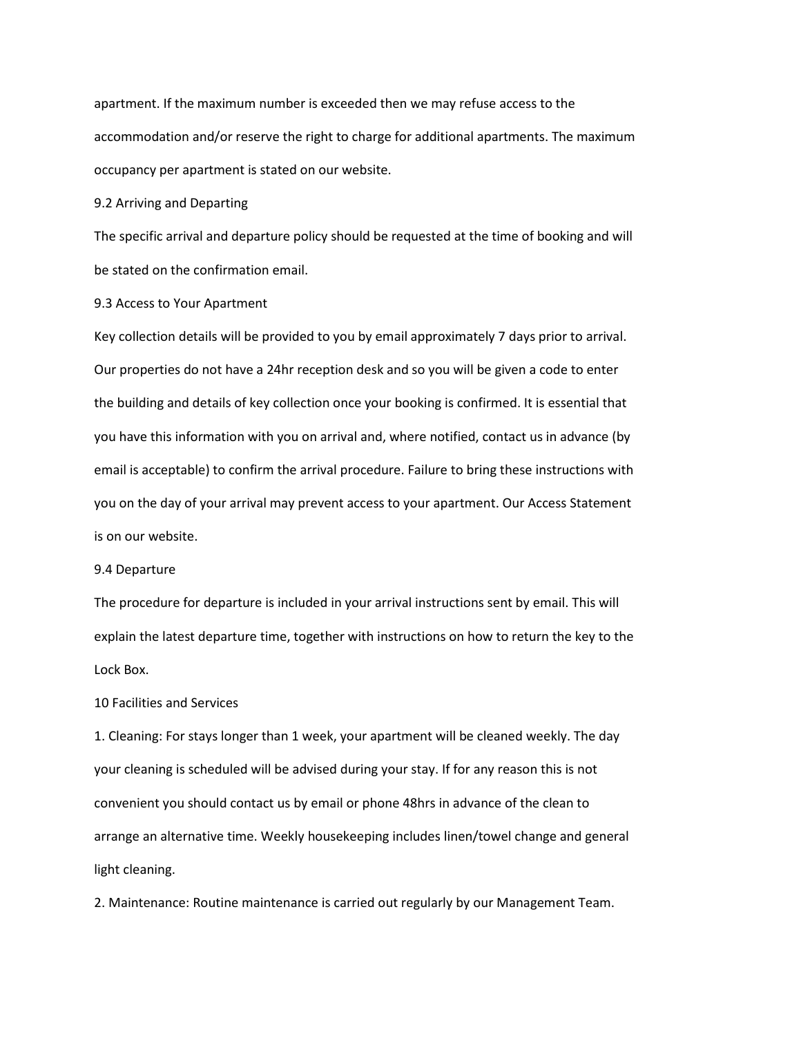apartment. If the maximum number is exceeded then we may refuse access to the accommodation and/or reserve the right to charge for additional apartments. The maximum occupancy per apartment is stated on our website.

### 9.2 Arriving and Departing

The specific arrival and departure policy should be requested at the time of booking and will be stated on the confirmation email.

### 9.3 Access to Your Apartment

Key collection details will be provided to you by email approximately 7 days prior to arrival. Our properties do not have a 24hr reception desk and so you will be given a code to enter the building and details of key collection once your booking is confirmed. It is essential that you have this information with you on arrival and, where notified, contact us in advance (by email is acceptable) to confirm the arrival procedure. Failure to bring these instructions with you on the day of your arrival may prevent access to your apartment. Our Access Statement is on our website.

### 9.4 Departure

The procedure for departure is included in your arrival instructions sent by email. This will explain the latest departure time, together with instructions on how to return the key to the Lock Box.

## 10 Facilities and Services

1. Cleaning: For stays longer than 1 week, your apartment will be cleaned weekly. The day your cleaning is scheduled will be advised during your stay. If for any reason this is not convenient you should contact us by email or phone 48hrs in advance of the clean to arrange an alternative time. Weekly housekeeping includes linen/towel change and general light cleaning.

2. Maintenance: Routine maintenance is carried out regularly by our Management Team.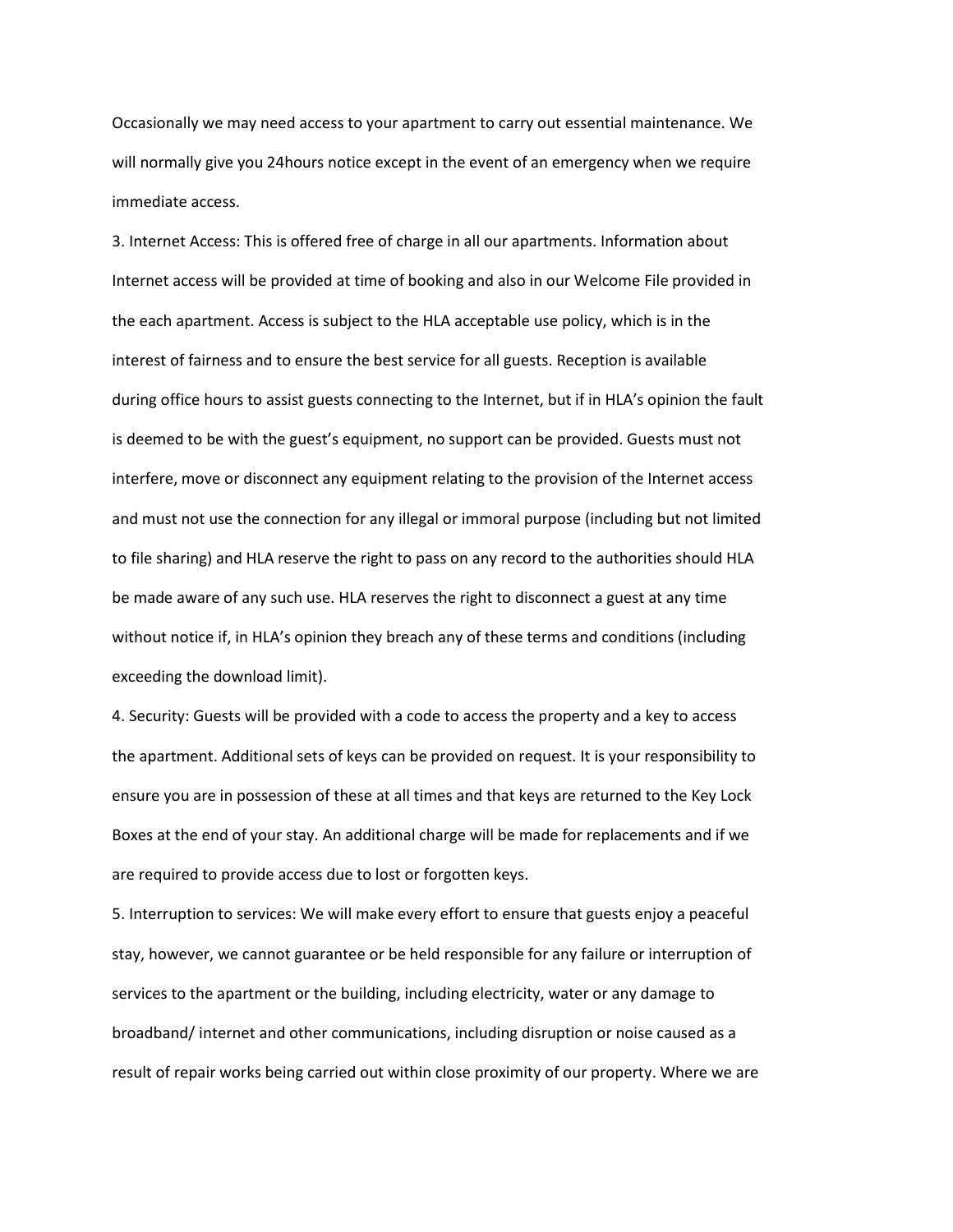Occasionally we may need access to your apartment to carry out essential maintenance. We will normally give you 24hours notice except in the event of an emergency when we require immediate access.

3. Internet Access: This is offered free of charge in all our apartments. Information about Internet access will be provided at time of booking and also in our Welcome File provided in the each apartment. Access is subject to the HLA acceptable use policy, which is in the interest of fairness and to ensure the best service for all guests. Reception is available during office hours to assist guests connecting to the Internet, but if in HLA's opinion the fault is deemed to be with the guest's equipment, no support can be provided. Guests must not interfere, move or disconnect any equipment relating to the provision of the Internet access and must not use the connection for any illegal or immoral purpose (including but not limited to file sharing) and HLA reserve the right to pass on any record to the authorities should HLA be made aware of any such use. HLA reserves the right to disconnect a guest at any time without notice if, in HLA's opinion they breach any of these terms and conditions (including exceeding the download limit).

4. Security: Guests will be provided with a code to access the property and a key to access the apartment. Additional sets of keys can be provided on request. It is your responsibility to ensure you are in possession of these at all times and that keys are returned to the Key Lock Boxes at the end of your stay. An additional charge will be made for replacements and if we are required to provide access due to lost or forgotten keys.

5. Interruption to services: We will make every effort to ensure that guests enjoy a peaceful stay, however, we cannot guarantee or be held responsible for any failure or interruption of services to the apartment or the building, including electricity, water or any damage to broadband/ internet and other communications, including disruption or noise caused as a result of repair works being carried out within close proximity of our property. Where we are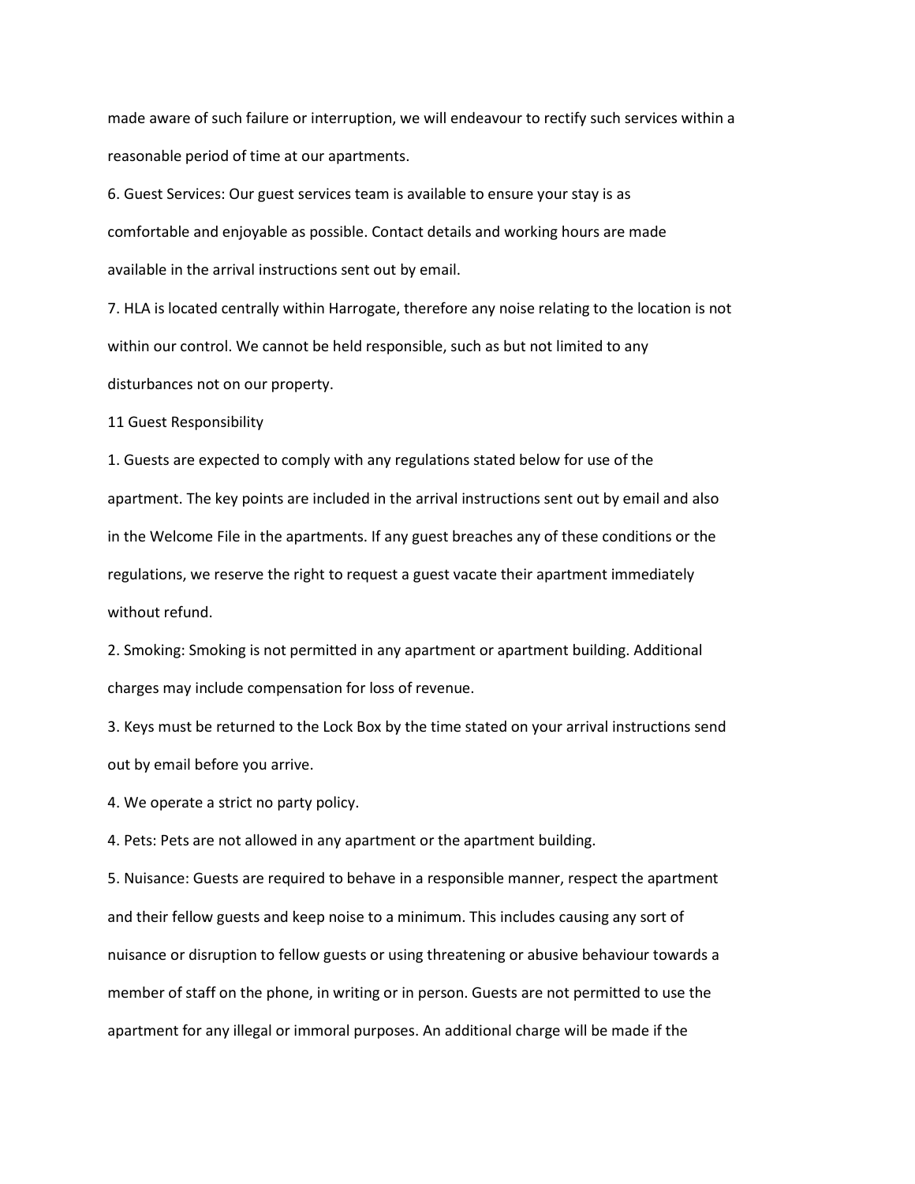made aware of such failure or interruption, we will endeavour to rectify such services within a reasonable period of time at our apartments.

6. Guest Services: Our guest services team is available to ensure your stay is as comfortable and enjoyable as possible. Contact details and working hours are made available in the arrival instructions sent out by email.

7. HLA is located centrally within Harrogate, therefore any noise relating to the location is not within our control. We cannot be held responsible, such as but not limited to any disturbances not on our property.

11 Guest Responsibility

1. Guests are expected to comply with any regulations stated below for use of the apartment. The key points are included in the arrival instructions sent out by email and also in the Welcome File in the apartments. If any guest breaches any of these conditions or the regulations, we reserve the right to request a guest vacate their apartment immediately without refund.

2. Smoking: Smoking is not permitted in any apartment or apartment building. Additional charges may include compensation for loss of revenue.

3. Keys must be returned to the Lock Box by the time stated on your arrival instructions send out by email before you arrive.

4. We operate a strict no party policy.

4. Pets: Pets are not allowed in any apartment or the apartment building.

5. Nuisance: Guests are required to behave in a responsible manner, respect the apartment and their fellow guests and keep noise to a minimum. This includes causing any sort of nuisance or disruption to fellow guests or using threatening or abusive behaviour towards a member of staff on the phone, in writing or in person. Guests are not permitted to use the apartment for any illegal or immoral purposes. An additional charge will be made if the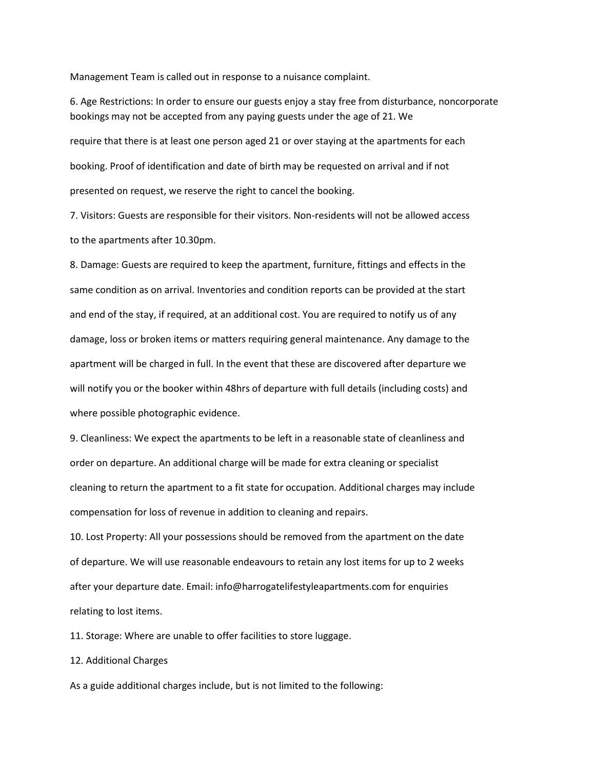Management Team is called out in response to a nuisance complaint.

6. Age Restrictions: In order to ensure our guests enjoy a stay free from disturbance, noncorporate bookings may not be accepted from any paying guests under the age of 21. We require that there is at least one person aged 21 or over staying at the apartments for each booking. Proof of identification and date of birth may be requested on arrival and if not presented on request, we reserve the right to cancel the booking.

7. Visitors: Guests are responsible for their visitors. Non-residents will not be allowed access to the apartments after 10.30pm.

8. Damage: Guests are required to keep the apartment, furniture, fittings and effects in the same condition as on arrival. Inventories and condition reports can be provided at the start and end of the stay, if required, at an additional cost. You are required to notify us of any damage, loss or broken items or matters requiring general maintenance. Any damage to the apartment will be charged in full. In the event that these are discovered after departure we will notify you or the booker within 48hrs of departure with full details (including costs) and where possible photographic evidence.

9. Cleanliness: We expect the apartments to be left in a reasonable state of cleanliness and order on departure. An additional charge will be made for extra cleaning or specialist cleaning to return the apartment to a fit state for occupation. Additional charges may include compensation for loss of revenue in addition to cleaning and repairs.

10. Lost Property: All your possessions should be removed from the apartment on the date of departure. We will use reasonable endeavours to retain any lost items for up to 2 weeks after your departure date. Email: info@harrogatelifestyleapartments.com for enquiries relating to lost items.

11. Storage: Where are unable to offer facilities to store luggage.

12. Additional Charges

As a guide additional charges include, but is not limited to the following: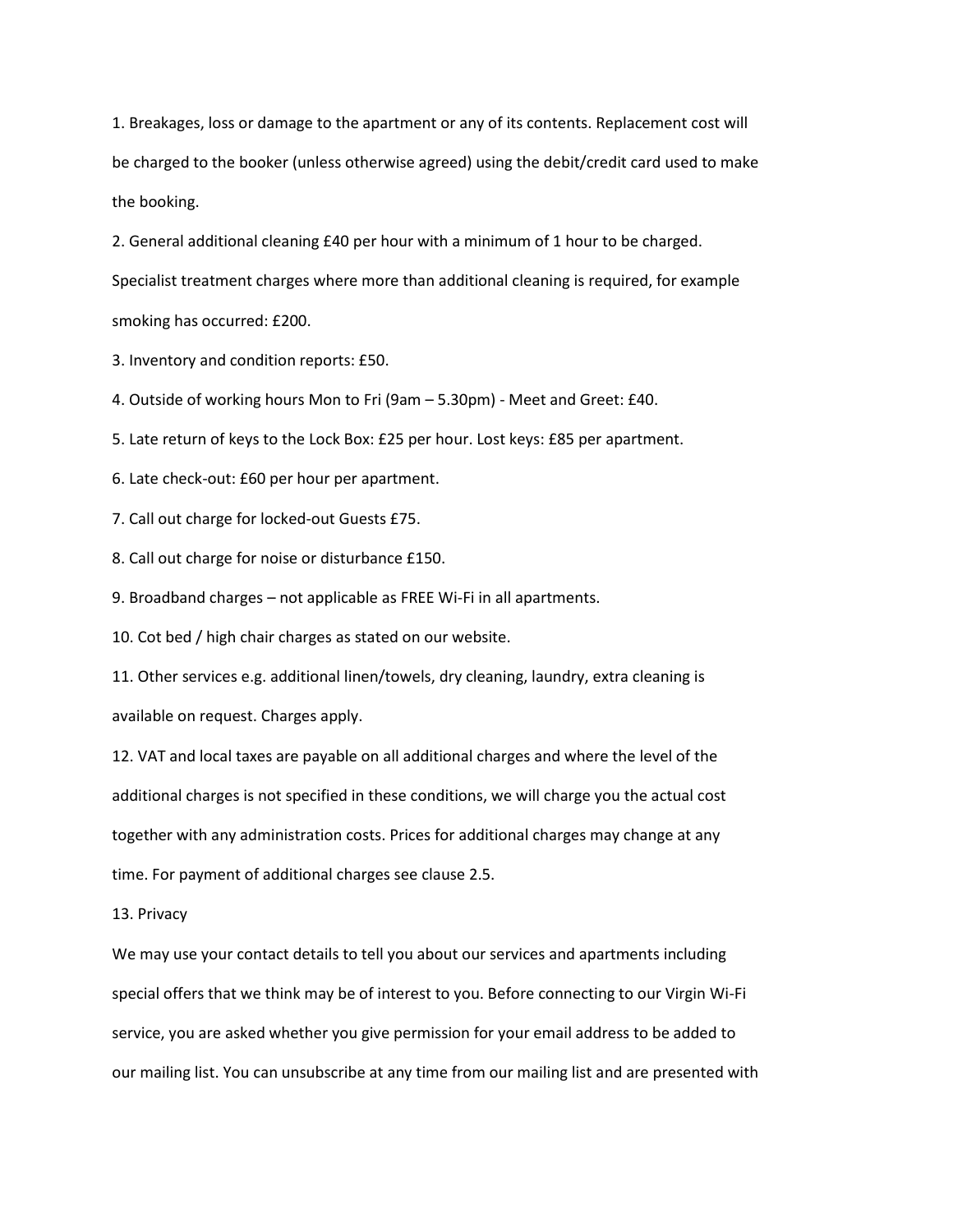1. Breakages, loss or damage to the apartment or any of its contents. Replacement cost will be charged to the booker (unless otherwise agreed) using the debit/credit card used to make the booking.

2. General additional cleaning £40 per hour with a minimum of 1 hour to be charged. Specialist treatment charges where more than additional cleaning is required, for example smoking has occurred: £200.

3. Inventory and condition reports: £50.

4. Outside of working hours Mon to Fri (9am – 5.30pm) - Meet and Greet: £40.

5. Late return of keys to the Lock Box: £25 per hour. Lost keys: £85 per apartment.

6. Late check-out: £60 per hour per apartment.

7. Call out charge for locked-out Guests £75.

8. Call out charge for noise or disturbance £150.

9. Broadband charges – not applicable as FREE Wi-Fi in all apartments.

10. Cot bed / high chair charges as stated on our website.

11. Other services e.g. additional linen/towels, dry cleaning, laundry, extra cleaning is available on request. Charges apply.

12. VAT and local taxes are payable on all additional charges and where the level of the additional charges is not specified in these conditions, we will charge you the actual cost together with any administration costs. Prices for additional charges may change at any time. For payment of additional charges see clause 2.5.

13. Privacy

We may use your contact details to tell you about our services and apartments including special offers that we think may be of interest to you. Before connecting to our Virgin Wi-Fi service, you are asked whether you give permission for your email address to be added to our mailing list. You can unsubscribe at any time from our mailing list and are presented with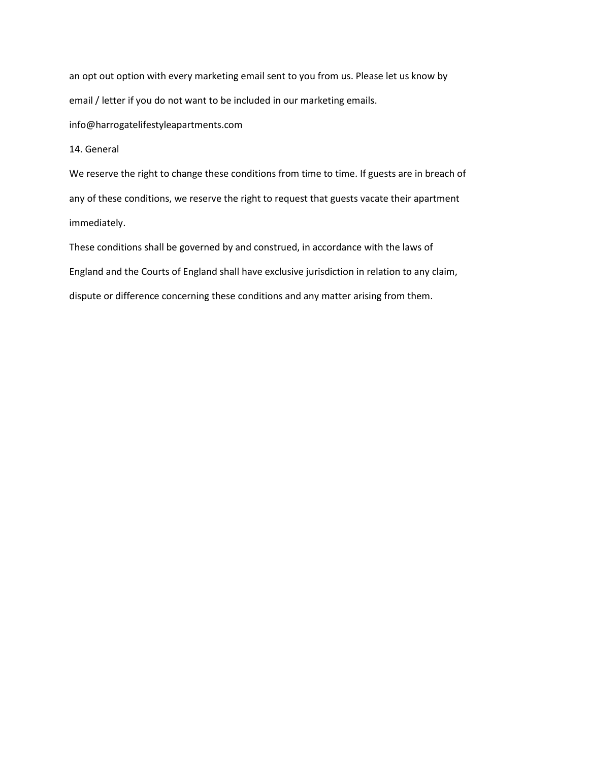an opt out option with every marketing email sent to you from us. Please let us know by email / letter if you do not want to be included in our marketing emails.

info@harrogatelifestyleapartments.com

## 14. General

We reserve the right to change these conditions from time to time. If guests are in breach of any of these conditions, we reserve the right to request that guests vacate their apartment immediately.

These conditions shall be governed by and construed, in accordance with the laws of England and the Courts of England shall have exclusive jurisdiction in relation to any claim, dispute or difference concerning these conditions and any matter arising from them.